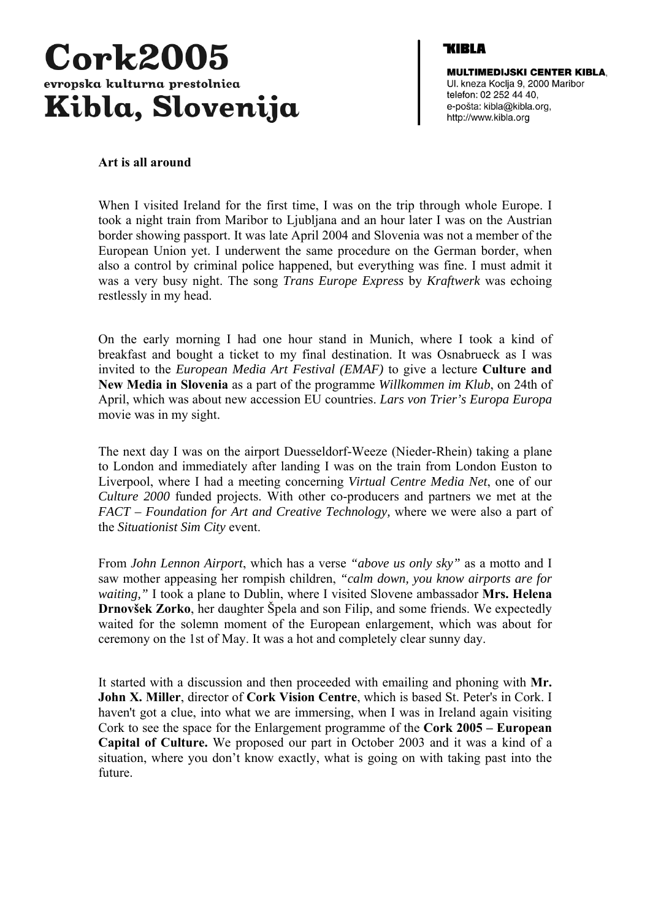# Cork2005

evropska kulturna prestolnica

# Kibla, Slovenija

KIBLA

**MULTIMEDIJSKI CENTER KIBLA**,
Ul. kneza Koclja 9, 2000 Maribor
telefon: 02 252 44 40,
e-pošta: kibla@kibla.org,
http://www.kibla.org

**Art is all around**

When I visited Ireland for the first time, I was on the trip through whole Europe. I took a night train from Maribor to Ljubljana and an hour later I was on the Austrian border showing passport. It was late April 2004 and Slovenia was not a member of the European Union yet. I underwent the same procedure on the German border, when also a control by criminal police happened, but everything was fine. I must admit it was a very busy night. The song *Trans Europe Express* by *Kraftwerk* was echoing restlessly in my head.

On the early morning I had one hour stand in Munich, where I took a kind of breakfast and bought a ticket to my final destination. It was Osnabrueck as I was invited to the *European Media Art Festival (EMAF)* to give a lecture **Culture and New Media in Slovenia** as a part of the programme *Willkommen im Klub*, on 24th of April, which was about new accession EU countries. *Lars von Trier's Europa Europa* movie was in my sight.

The next day I was on the airport Duesseldorf-Weeze (Nieder-Rhein) taking a plane to London and immediately after landing I was on the train from London Euston to Liverpool, where I had a meeting concerning *Virtual Centre Media Net*, one of our *Culture 2000* funded projects. With other co-producers and partners we met at the *FACT – Foundation for Art and Creative Technology,* where we were also a part of the *Situationist Sim City* event.

From *John Lennon Airport*, which has a verse *"above us only sky"* as a motto and I saw mother appeasing her rompish children, *"calm down, you know airports are for waiting,"* I took a plane to Dublin, where I visited Slovene ambassador **Mrs. Helena Drnovšek Zorko**, her daughter Špela and son Filip, and some friends. We expectedly waited for the solemn moment of the European enlargement, which was about for ceremony on the 1st of May. It was a hot and completely clear sunny day.

It started with a discussion and then proceeded with emailing and phoning with **Mr. John X. Miller**, director of **Cork Vision Centre**, which is based St. Peter's in Cork. I haven't got a clue, into what we are immersing, when I was in Ireland again visiting Cork to see the space for the Enlargement programme of the **Cork 2005 – European Capital of Culture.** We proposed our part in October 2003 and it was a kind of a situation, where you don't know exactly, what is going on with taking past into the future.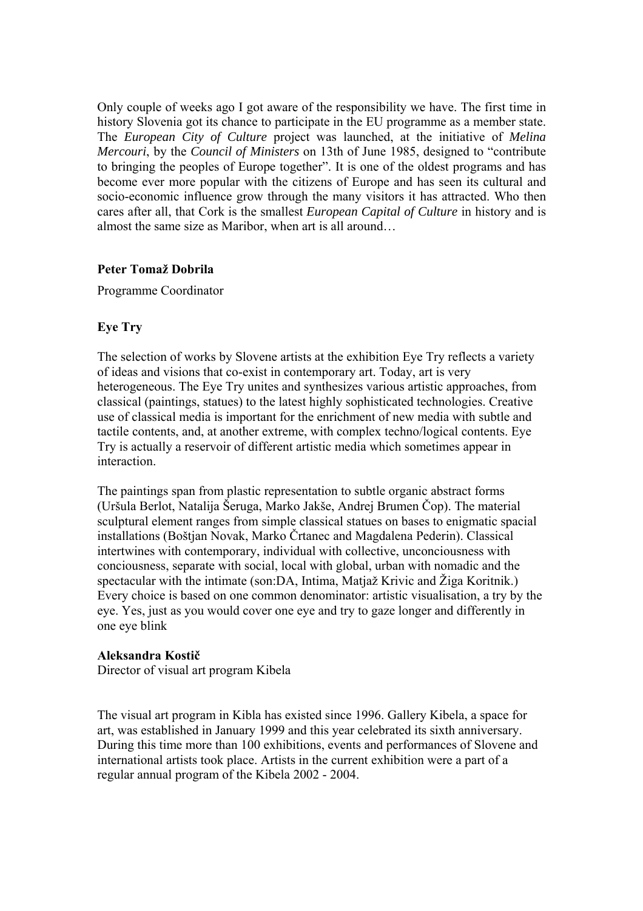Only couple of weeks ago I got aware of the responsibility we have. The first time in history Slovenia got its chance to participate in the EU programme as a member state. The *European City of Culture* project was launched, at the initiative of *Melina Mercouri*, by the *Council of Ministers* on 13th of June 1985, designed to “contribute to bringing the peoples of Europe together”. It is one of the oldest programs and has become ever more popular with the citizens of Europe and has seen its cultural and socio-economic influence grow through the many visitors it has attracted. Who then cares after all, that Cork is the smallest *European Capital of Culture* in history and is almost the same size as Maribor, when art is all around…

**Peter Tomaž Dobrila**

Programme Coordinator

**Eye Try**

The selection of works by Slovene artists at the exhibition Eye Try reflects a variety of ideas and visions that co-exist in contemporary art. Today, art is very heterogeneous. The Eye Try unites and synthesizes various artistic approaches, from classical (paintings, statues) to the latest highly sophisticated technologies. Creative use of classical media is important for the enrichment of new media with subtle and tactile contents, and, at another extreme, with complex techno/logical contents. Eye Try is actually a reservoir of different artistic media which sometimes appear in interaction.

The paintings span from plastic representation to subtle organic abstract forms (Uršula Berlot, Natalija Šeruga, Marko Jakše, Andrej Brumen Čop). The material sculptural element ranges from simple classical statues on bases to enigmatic spacial installations (Boštjan Novak, Marko Črtanec and Magdalena Pederin). Classical intertwines with contemporary, individual with collective, unconciousness with conciousness, separate with social, local with global, urban with nomadic and the spectacular with the intimate (son:DA, Intima, Matjaž Krivic and Žiga Koritnik.) Every choice is based on one common denominator: artistic visualisation, a try by the eye. Yes, just as you would cover one eye and try to gaze longer and differently in one eye blink

**Aleksandra Kostič**
Director of visual art program Kibela

The visual art program in Kibla has existed since 1996. Gallery Kibela, a space for art, was established in January 1999 and this year celebrated its sixth anniversary. During this time more than 100 exhibitions, events and performances of Slovene and international artists took place. Artists in the current exhibition were a part of a regular annual program of the Kibela 2002 - 2004.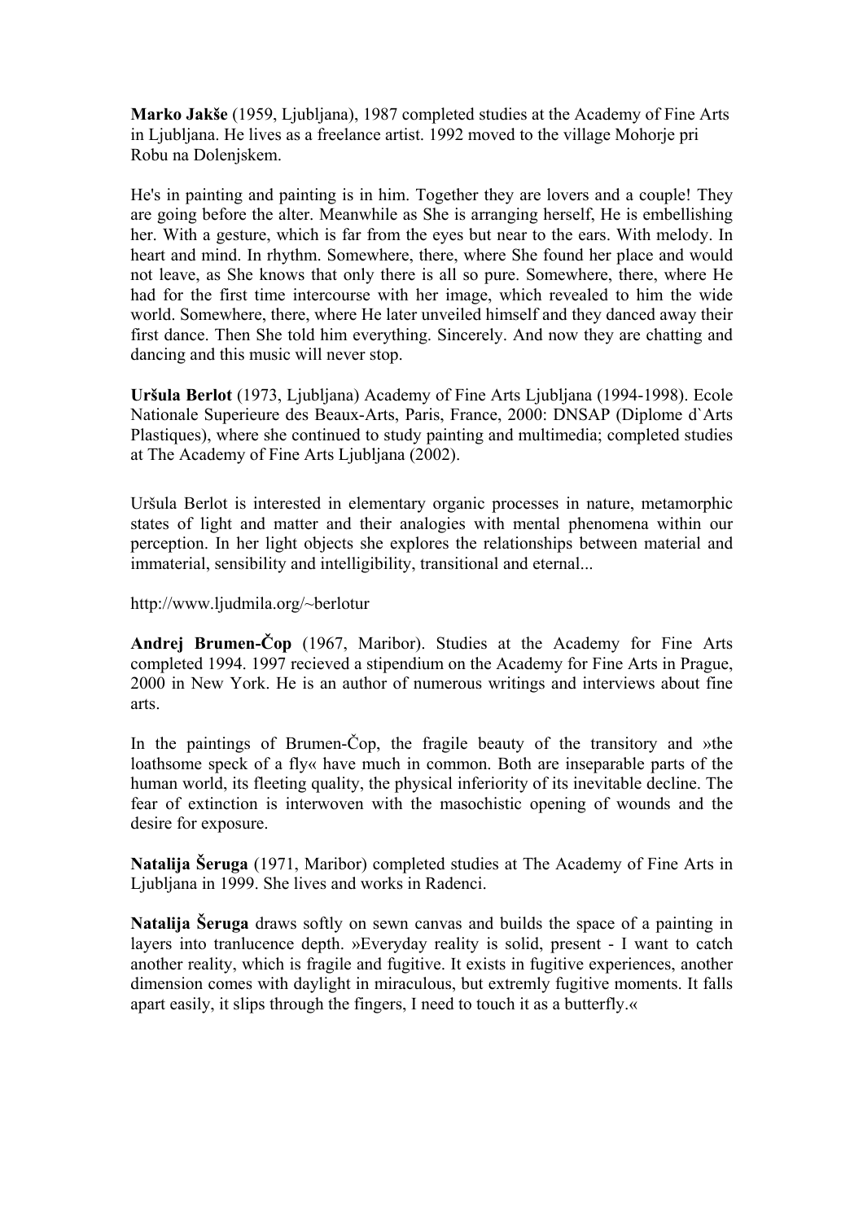**Marko Jakše** (1959, Ljubljana), 1987 completed studies at the Academy of Fine Arts in Ljubljana. He lives as a freelance artist. 1992 moved to the village Mohorje pri Robu na Dolenjskem.

He's in painting and painting is in him. Together they are lovers and a couple! They are going before the alter. Meanwhile as She is arranging herself, He is embellishing her. With a gesture, which is far from the eyes but near to the ears. With melody. In heart and mind. In rhythm. Somewhere, there, where She found her place and would not leave, as She knows that only there is all so pure. Somewhere, there, where He had for the first time intercourse with her image, which revealed to him the wide world. Somewhere, there, where He later unveiled himself and they danced away their first dance. Then She told him everything. Sincerely. And now they are chatting and dancing and this music will never stop.

**Uršula Berlot** (1973, Ljubljana) Academy of Fine Arts Ljubljana (1994-1998). Ecole Nationale Superieure des Beaux-Arts, Paris, France, 2000: DNSAP (Diplome d`Arts Plastiques), where she continued to study painting and multimedia; completed studies at The Academy of Fine Arts Ljubljana (2002).

Uršula Berlot is interested in elementary organic processes in nature, metamorphic states of light and matter and their analogies with mental phenomena within our perception. In her light objects she explores the relationships between material and immaterial, sensibility and intelligibility, transitional and eternal...

http://www.ljudmila.org/~berlotur

**Andrej Brumen-Čop** (1967, Maribor). Studies at the Academy for Fine Arts completed 1994. 1997 recieved a stipendium on the Academy for Fine Arts in Prague, 2000 in New York. He is an author of numerous writings and interviews about fine arts.

In the paintings of Brumen-Čop, the fragile beauty of the transitory and »the loathsome speck of a fly« have much in common. Both are inseparable parts of the human world, its fleeting quality, the physical inferiority of its inevitable decline. The fear of extinction is interwoven with the masochistic opening of wounds and the desire for exposure.

**Natalija Šeruga** (1971, Maribor) completed studies at The Academy of Fine Arts in Ljubljana in 1999. She lives and works in Radenci.

**Natalija Šeruga** draws softly on sewn canvas and builds the space of a painting in layers into tranlucence depth. »Everyday reality is solid, present - I want to catch another reality, which is fragile and fugitive. It exists in fugitive experiences, another dimension comes with daylight in miraculous, but extremly fugitive moments. It falls apart easily, it slips through the fingers, I need to touch it as a butterfly.«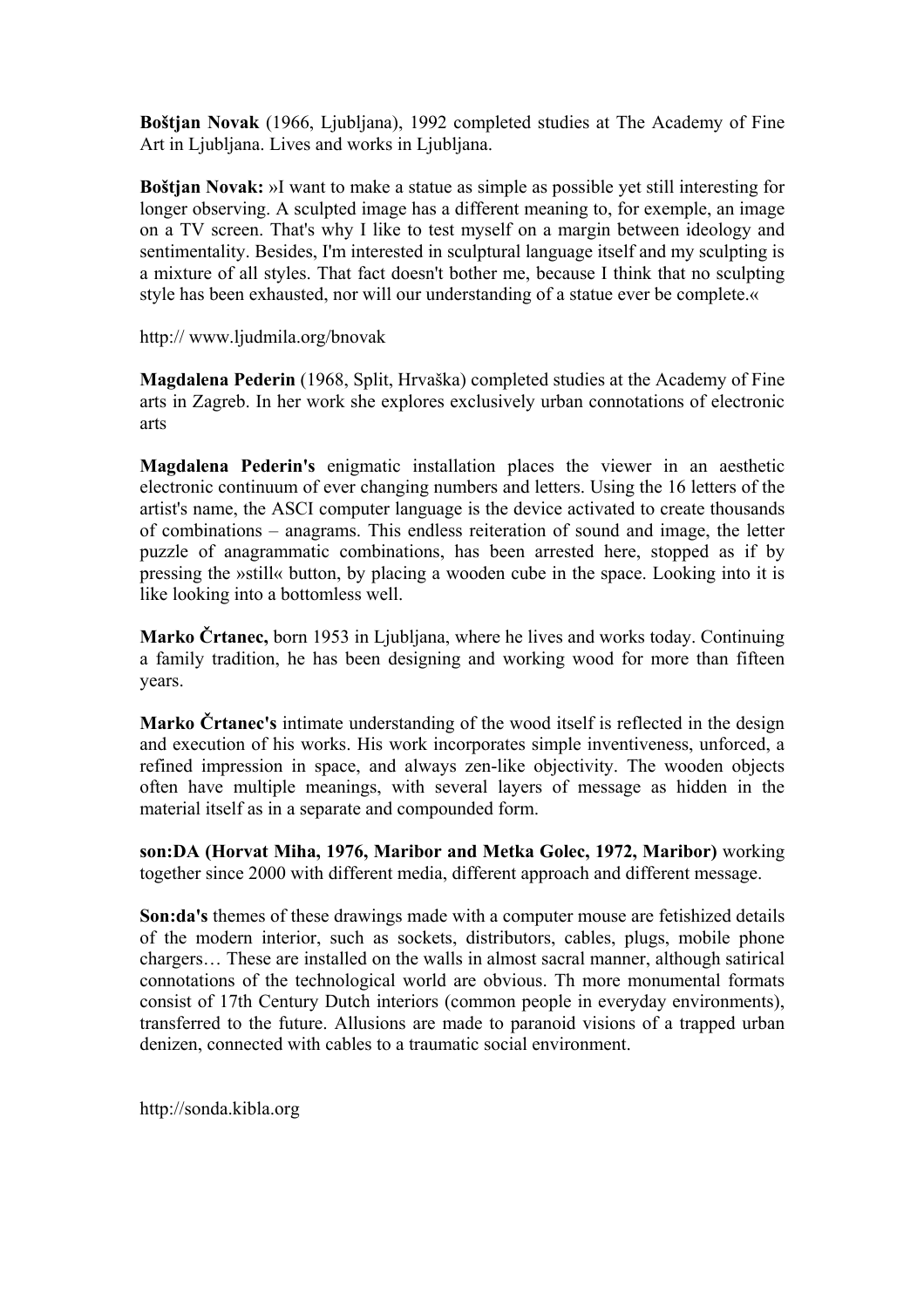**Boštjan Novak** (1966, Ljubljana), 1992 completed studies at The Academy of Fine Art in Ljubljana. Lives and works in Ljubljana.

**Boštjan Novak:** »I want to make a statue as simple as possible yet still interesting for longer observing. A sculpted image has a different meaning to, for exemple, an image on a TV screen. That's why I like to test myself on a margin between ideology and sentimentality. Besides, I'm interested in sculptural language itself and my sculpting is a mixture of all styles. That fact doesn't bother me, because I think that no sculpting style has been exhausted, nor will our understanding of a statue ever be complete.«

http:// www.ljudmila.org/bnovak

**Magdalena Pederin** (1968, Split, Hrvaška) completed studies at the Academy of Fine arts in Zagreb. In her work she explores exclusively urban connotations of electronic arts

**Magdalena Pederin's** enigmatic installation places the viewer in an aesthetic electronic continuum of ever changing numbers and letters. Using the 16 letters of the artist's name, the ASCI computer language is the device activated to create thousands of combinations – anagrams. This endless reiteration of sound and image, the letter puzzle of anagrammatic combinations, has been arrested here, stopped as if by pressing the »still« button, by placing a wooden cube in the space. Looking into it is like looking into a bottomless well.

**Marko Črtanec,** born 1953 in Ljubljana, where he lives and works today. Continuing a family tradition, he has been designing and working wood for more than fifteen years.

**Marko Črtanec's** intimate understanding of the wood itself is reflected in the design and execution of his works. His work incorporates simple inventiveness, unforced, a refined impression in space, and always zen-like objectivity. The wooden objects often have multiple meanings, with several layers of message as hidden in the material itself as in a separate and compounded form.

**son:DA (Horvat Miha, 1976, Maribor and Metka Golec, 1972, Maribor)** working together since 2000 with different media, different approach and different message.

**Son:da's** themes of these drawings made with a computer mouse are fetishized details of the modern interior, such as sockets, distributors, cables, plugs, mobile phone chargers… These are installed on the walls in almost sacral manner, although satirical connotations of the technological world are obvious. Th more monumental formats consist of 17th Century Dutch interiors (common people in everyday environments), transferred to the future. Allusions are made to paranoid visions of a trapped urban denizen, connected with cables to a traumatic social environment.

http://sonda.kibla.org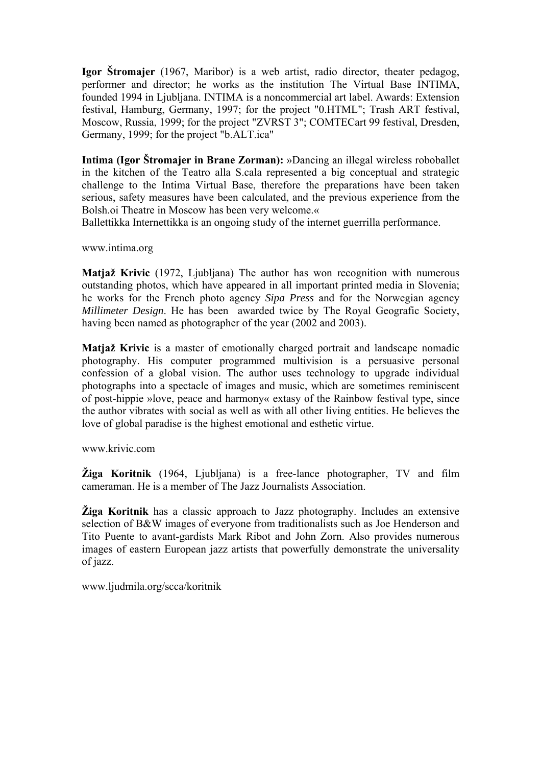**Igor Štromajer** (1967, Maribor) is a web artist, radio director, theater pedagog, performer and director; he works as the institution The Virtual Base INTIMA, founded 1994 in Ljubljana. INTIMA is a noncommercial art label. Awards: Extension festival, Hamburg, Germany, 1997; for the project "0.HTML"; Trash ART festival, Moscow, Russia, 1999; for the project "ZVRST 3"; COMTECart 99 festival, Dresden, Germany, 1999; for the project "b.ALT.ica"

**Intima (Igor Štromajer in Brane Zorman):** »Dancing an illegal wireless roboballet in the kitchen of the Teatro alla S.cala represented a big conceptual and strategic challenge to the Intima Virtual Base, therefore the preparations have been taken serious, safety measures have been calculated, and the previous experience from the Bolsh.oi Theatre in Moscow has been very welcome.«
Ballettikka Internettikka is an ongoing study of the internet guerrilla performance.

www.intima.org

**Matjaž Krivic** (1972, Ljubljana) The author has won recognition with numerous outstanding photos, which have appeared in all important printed media in Slovenia; he works for the French photo agency *Sipa Press* and for the Norwegian agency *Millimeter Design*. He has been awarded twice by The Royal Geografic Society, having been named as photographer of the year (2002 and 2003).

**Matjaž Krivic** is a master of emotionally charged portrait and landscape nomadic photography. His computer programmed multivision is a persuasive personal confession of a global vision. The author uses technology to upgrade individual photographs into a spectacle of images and music, which are sometimes reminiscent of post-hippie »love, peace and harmony« extasy of the Rainbow festival type, since the author vibrates with social as well as with all other living entities. He believes the love of global paradise is the highest emotional and esthetic virtue.

www.krivic.com

**Žiga Koritnik** (1964, Ljubljana) is a free-lance photographer, TV and film cameraman. He is a member of The Jazz Journalists Association.

**Žiga Koritnik** has a classic approach to Jazz photography. Includes an extensive selection of B&W images of everyone from traditionalists such as Joe Henderson and Tito Puente to avant-gardists Mark Ribot and John Zorn. Also provides numerous images of eastern European jazz artists that powerfully demonstrate the universality of jazz.

www.ljudmila.org/scca/koritnik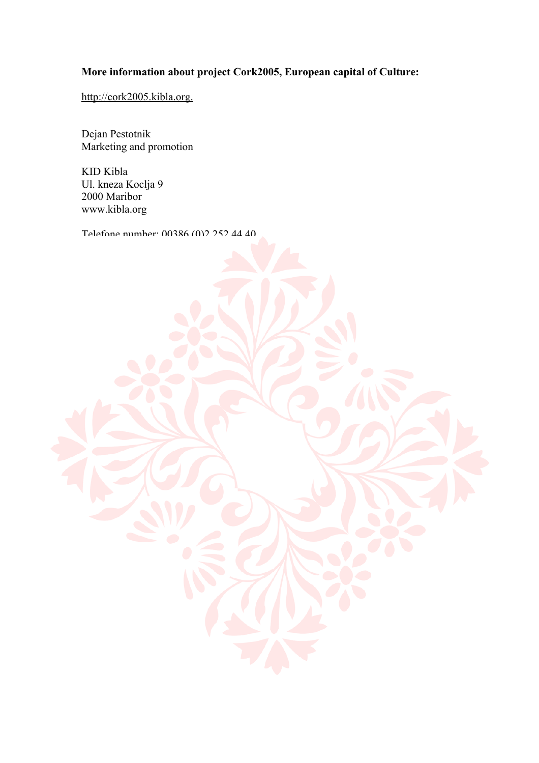**More information about project Cork2005, European capital of Culture:**

http://cork2005.kibla.org.

Dejan Pestotnik
Marketing and promotion

KID Kibla
Ul. kneza Koclja 9
2000 Maribor
www.kibla.org

Telefone number: 00386 (0)2 252 44 40